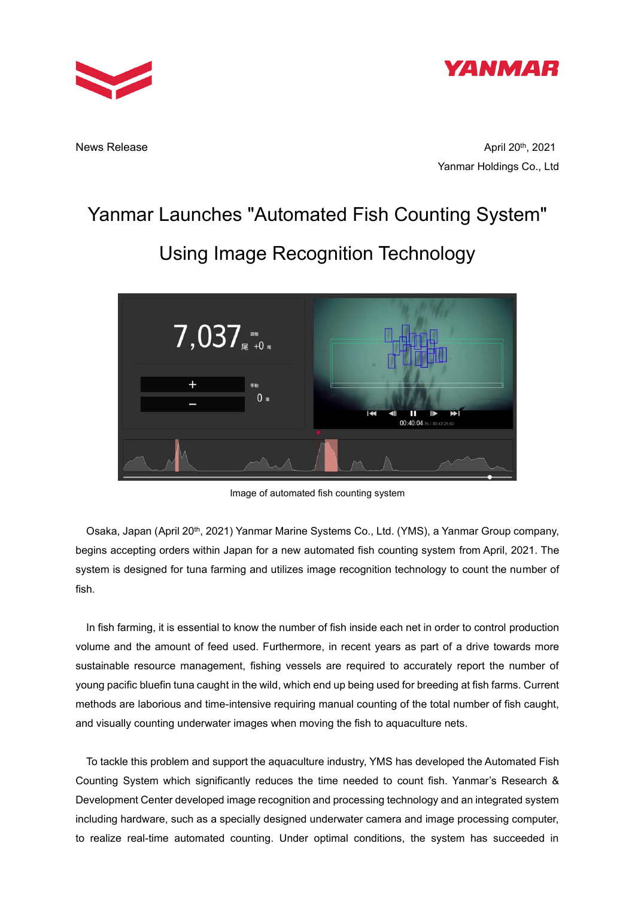News Release

April 20th, 2021
Yanmar Holdings Co., Ltd

# Yanmar Launches "Automated Fish Counting System" Using Image Recognition Technology

Image of automated fish counting system

Osaka, Japan (April 20th, 2021) Yanmar Marine Systems Co., Ltd. (YMS), a Yanmar Group company, begins accepting orders within Japan for a new automated fish counting system from April, 2021. The system is designed for tuna farming and utilizes image recognition technology to count the number of fish.

In fish farming, it is essential to know the number of fish inside each net in order to control production volume and the amount of feed used. Furthermore, in recent years as part of a drive towards more sustainable resource management, fishing vessels are required to accurately report the number of young pacific bluefin tuna caught in the wild, which end up being used for breeding at fish farms. Current methods are laborious and time-intensive requiring manual counting of the total number of fish caught, and visually counting underwater images when moving the fish to aquaculture nets.

To tackle this problem and support the aquaculture industry, YMS has developed the Automated Fish Counting System which significantly reduces the time needed to count fish. Yanmar's Research & Development Center developed image recognition and processing technology and an integrated system including hardware, such as a specially designed underwater camera and image processing computer, to realize real-time automated counting. Under optimal conditions, the system has succeeded in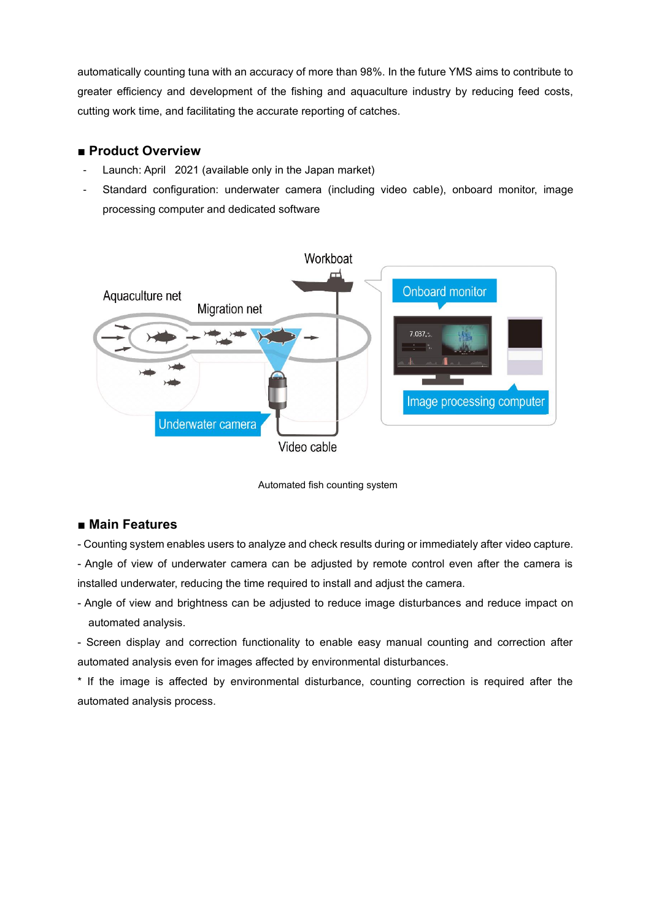automatically counting tuna with an accuracy of more than 98%. In the future YMS aims to contribute to greater efficiency and development of the fishing and aquaculture industry by reducing feed costs, cutting work time, and facilitating the accurate reporting of catches.

## ■ Product Overview

- Launch: April 2021 (available only in the Japan market)
- Standard configuration: underwater camera (including video cable), onboard monitor, image processing computer and dedicated software

Automated fish counting system

## ■ Main Features

- Counting system enables users to analyze and check results during or immediately after video capture.
- Angle of view of underwater camera can be adjusted by remote control even after the camera is installed underwater, reducing the time required to install and adjust the camera.
- Angle of view and brightness can be adjusted to reduce image disturbances and reduce impact on automated analysis.
- Screen display and correction functionality to enable easy manual counting and correction after automated analysis even for images affected by environmental disturbances.

* If the image is affected by environmental disturbance, counting correction is required after the automated analysis process.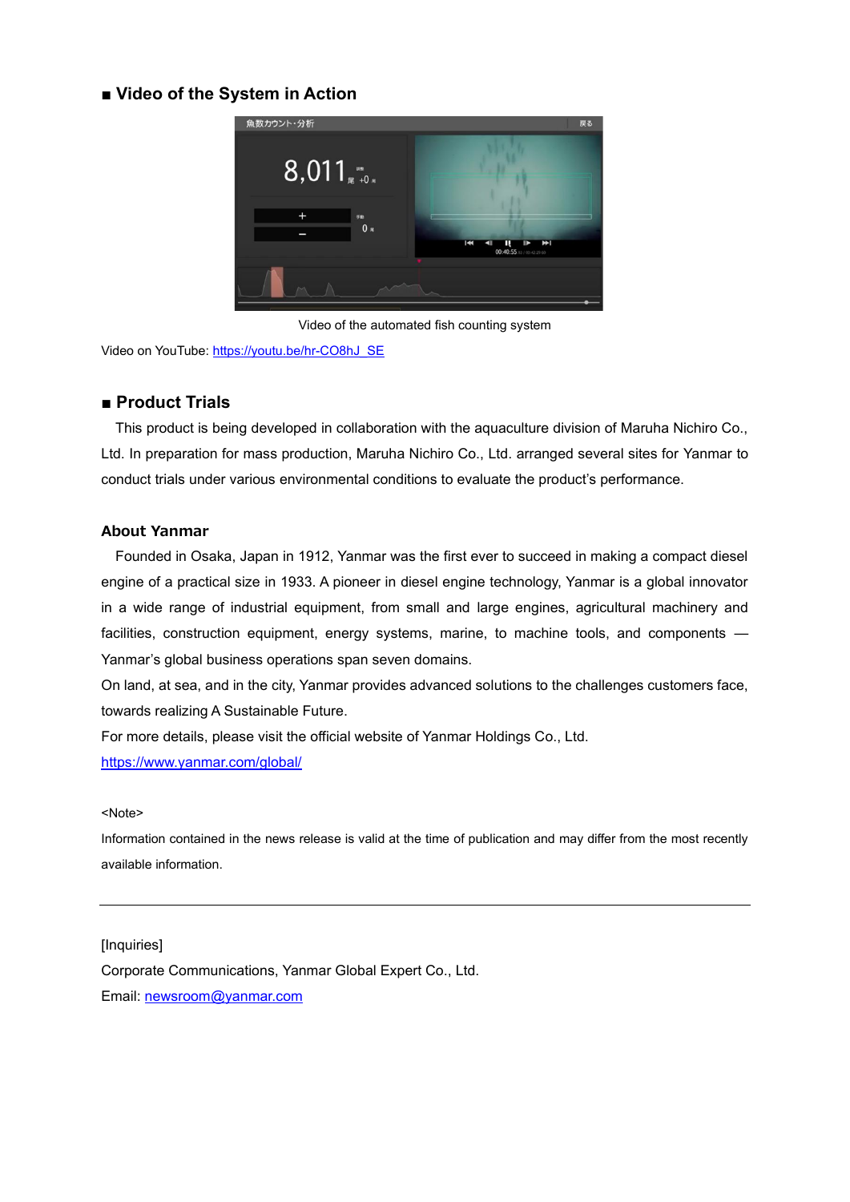## ■ Video of the System in Action

Video of the automated fish counting system

Video on YouTube: https://youtu.be/hr-CO8hJ_SE

## ■ Product Trials

This product is being developed in collaboration with the aquaculture division of Maruha Nichiro Co., Ltd. In preparation for mass production, Maruha Nichiro Co., Ltd. arranged several sites for Yanmar to conduct trials under various environmental conditions to evaluate the product's performance.

### About Yanmar

Founded in Osaka, Japan in 1912, Yanmar was the first ever to succeed in making a compact diesel engine of a practical size in 1933. A pioneer in diesel engine technology, Yanmar is a global innovator in a wide range of industrial equipment, from small and large engines, agricultural machinery and facilities, construction equipment, energy systems, marine, to machine tools, and components — Yanmar's global business operations span seven domains.

On land, at sea, and in the city, Yanmar provides advanced solutions to the challenges customers face, towards realizing A Sustainable Future.

For more details, please visit the official website of Yanmar Holdings Co., Ltd.

https://www.yanmar.com/global/

<Note>

Information contained in the news release is valid at the time of publication and may differ from the most recently available information.

---

[Inquiries]

Corporate Communications, Yanmar Global Expert Co., Ltd.

Email: newsroom@yanmar.com